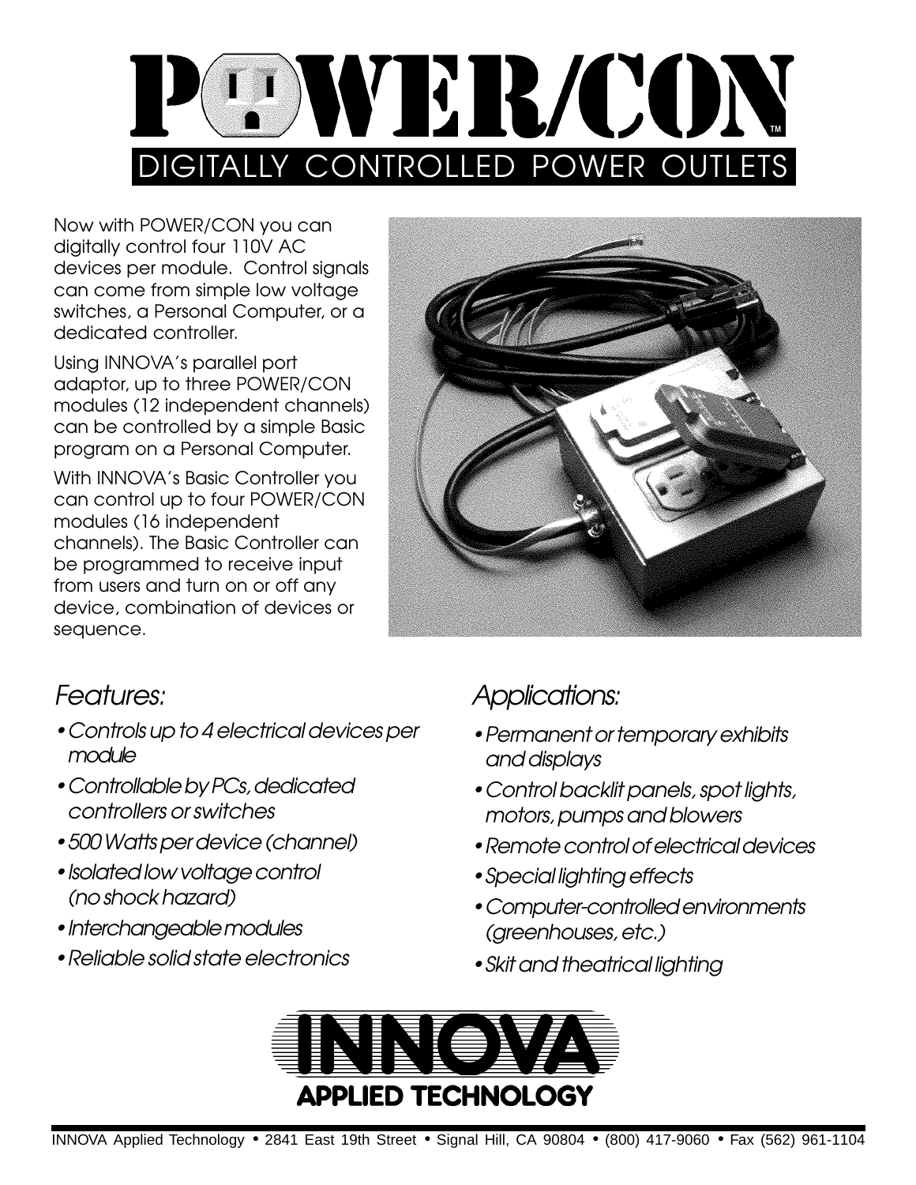# POWER/CON™

## DIGITALLY CONTROLLED POWER OUTLETS

Now with POWER/CON you can digitally control four 110V AC devices per module. Control signals can come from simple low voltage switches, a Personal Computer, or a dedicated controller.

Using INNOVA's parallel port adaptor, up to three POWER/CON modules (12 independent channels) can be controlled by a simple Basic program on a Personal Computer.

With INNOVA's Basic Controller you can control up to four POWER/CON modules (16 independent channels). The Basic Controller can be programmed to receive input from users and turn on or off any device, combination of devices or sequence.

### *Features:*

- *Controls up to 4 electrical devices per module*
- *Controllable by PCs, dedicated controllers or switches*
- *500 Watts per device (channel)*
- *Isolated low voltage control (no shock hazard)*
- *Interchangeable modules*
- *Reliable solid state electronics*

### *Applications:*

- *Permanent or temporary exhibits and displays*
- *Control backlit panels, spot lights, motors, pumps and blowers*
- *Remote control of electrical devices*
- *Special lighting effects*
- *Computer-controlled environments (greenhouses, etc.)*
- *Skit and theatrical lighting*

**INNOVA**
**APPLIED TECHNOLOGY**

INNOVA Applied Technology • 2841 East 19th Street • Signal Hill, CA 90804 • (800) 417-9060 • Fax (562) 961-1104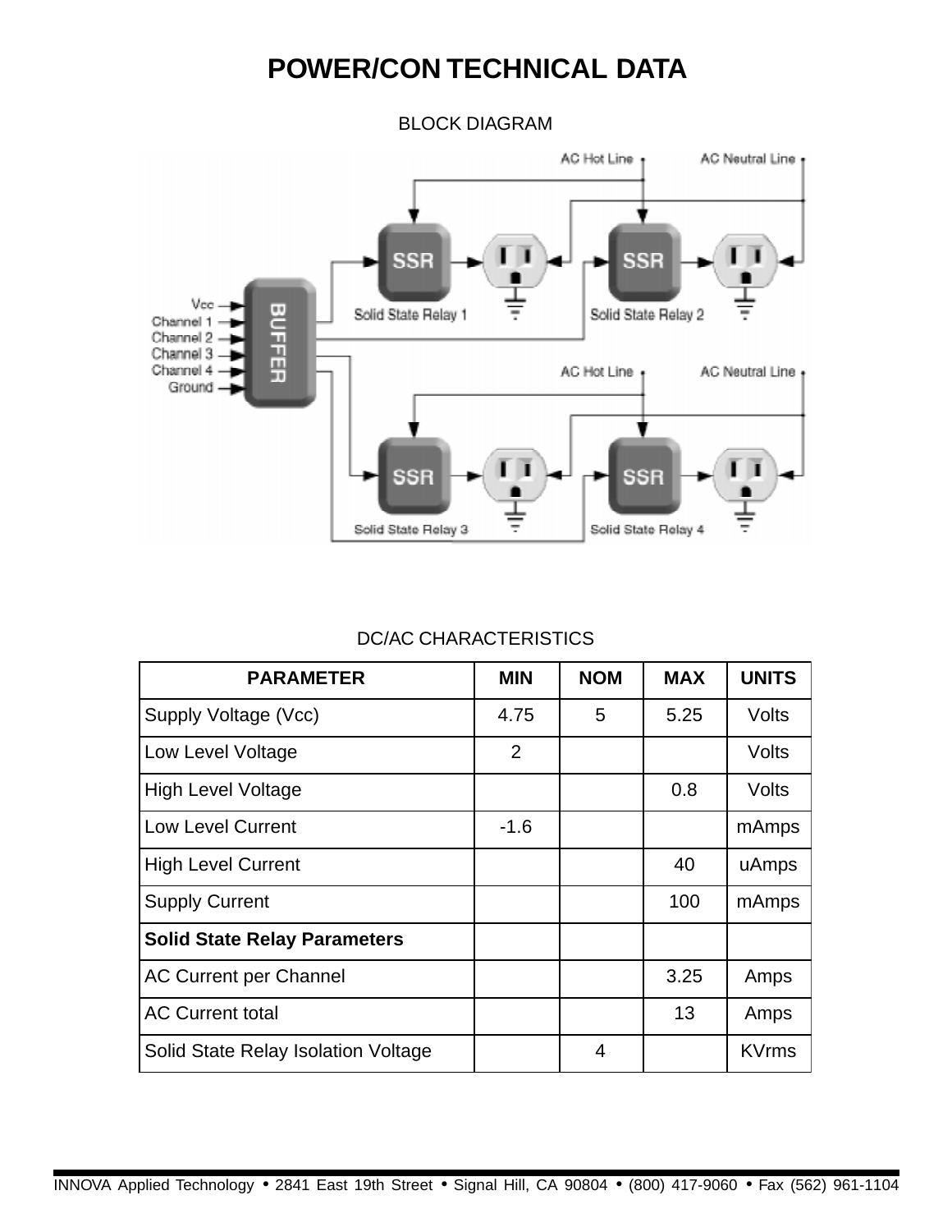# POWER/CON TECHNICAL DATA

BLOCK DIAGRAM

DC/AC CHARACTERISTICS

| PARAMETER | MIN | NOM | MAX | UNITS |
|---|---|---|---|---|
| Supply Voltage (Vcc) | 4.75 | 5 | 5.25 | Volts |
| Low Level Voltage | 2 | | | Volts |
| High Level Voltage | | | 0.8 | Volts |
| Low Level Current | -1.6 | | | mAmps |
| High Level Current | | | 40 | uAmps |
| Supply Current | | | 100 | mAmps |
| **Solid State Relay Parameters** | | | | |
| AC Current per Channel | | | 3.25 | Amps |
| AC Current total | | | 13 | Amps |
| Solid State Relay Isolation Voltage | | 4 | | KVrms |

INNOVA Applied Technology • 2841 East 19th Street • Signal Hill, CA 90804 • (800) 417-9060 • Fax (562) 961-1104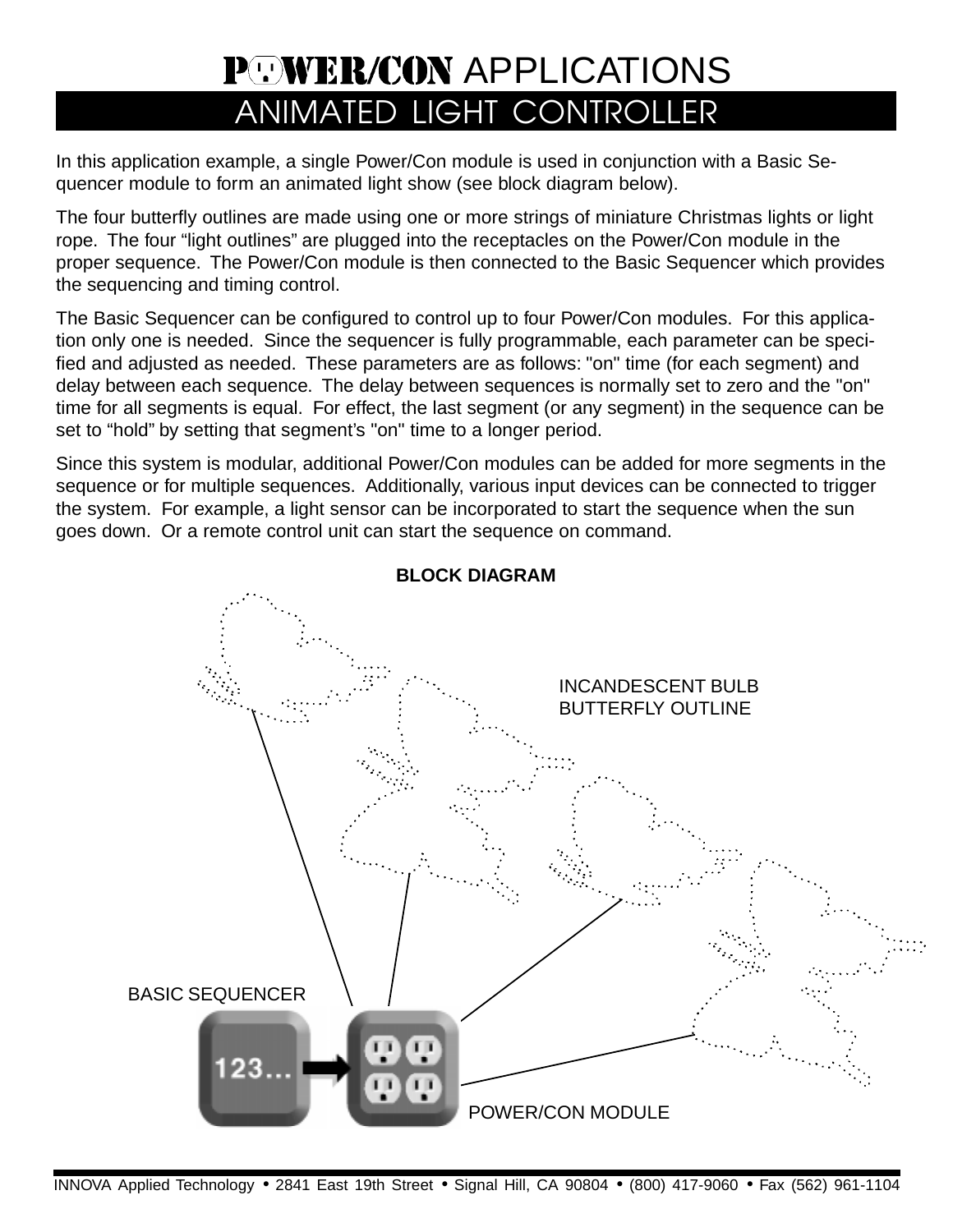# POWER/CON APPLICATIONS

## ANIMATED LIGHT CONTROLLER

In this application example, a single Power/Con module is used in conjunction with a Basic Sequencer module to form an animated light show (see block diagram below).

The four butterfly outlines are made using one or more strings of miniature Christmas lights or light rope. The four "light outlines" are plugged into the receptacles on the Power/Con module in the proper sequence. The Power/Con module is then connected to the Basic Sequencer which provides the sequencing and timing control.

The Basic Sequencer can be configured to control up to four Power/Con modules. For this application only one is needed. Since the sequencer is fully programmable, each parameter can be specified and adjusted as needed. These parameters are as follows: "on" time (for each segment) and delay between each sequence. The delay between sequences is normally set to zero and the "on" time for all segments is equal. For effect, the last segment (or any segment) in the sequence can be set to "hold" by setting that segment's "on" time to a longer period.

Since this system is modular, additional Power/Con modules can be added for more segments in the sequence or for multiple sequences. Additionally, various input devices can be connected to trigger the system. For example, a light sensor can be incorporated to start the sequence when the sun goes down. Or a remote control unit can start the sequence on command.

**BLOCK DIAGRAM**

INCANDESCENT BULB BUTTERFLY OUTLINE

BASIC SEQUENCER

123...

POWER/CON MODULE

INNOVA Applied Technology • 2841 East 19th Street • Signal Hill, CA 90804 • (800) 417-9060 • Fax (562) 961-1104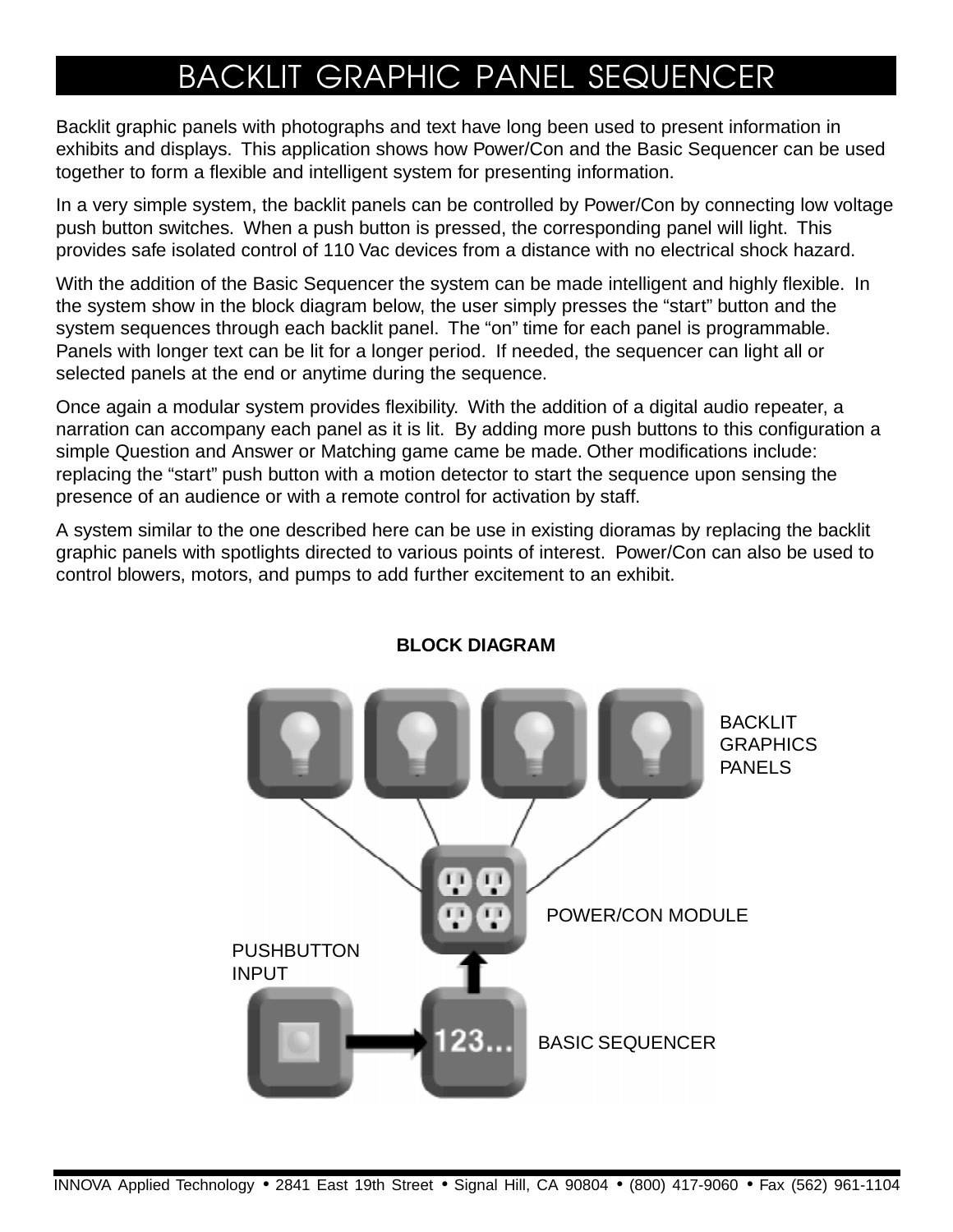# BACKLIT GRAPHIC PANEL SEQUENCER

Backlit graphic panels with photographs and text have long been used to present information in exhibits and displays. This application shows how Power/Con and the Basic Sequencer can be used together to form a flexible and intelligent system for presenting information.

In a very simple system, the backlit panels can be controlled by Power/Con by connecting low voltage push button switches. When a push button is pressed, the corresponding panel will light. This provides safe isolated control of 110 Vac devices from a distance with no electrical shock hazard.

With the addition of the Basic Sequencer the system can be made intelligent and highly flexible. In the system show in the block diagram below, the user simply presses the “start” button and the system sequences through each backlit panel. The “on” time for each panel is programmable. Panels with longer text can be lit for a longer period. If needed, the sequencer can light all or selected panels at the end or anytime during the sequence.

Once again a modular system provides flexibility. With the addition of a digital audio repeater, a narration can accompany each panel as it is lit. By adding more push buttons to this configuration a simple Question and Answer or Matching game came be made. Other modifications include: replacing the “start” push button with a motion detector to start the sequence upon sensing the presence of an audience or with a remote control for activation by staff.

A system similar to the one described here can be use in existing dioramas by replacing the backlit graphic panels with spotlights directed to various points of interest. Power/Con can also be used to control blowers, motors, and pumps to add further excitement to an exhibit.

**BLOCK DIAGRAM**

BACKLIT GRAPHICS PANELS

POWER/CON MODULE

PUSHBUTTON INPUT

123...

BASIC SEQUENCER

INNOVA Applied Technology • 2841 East 19th Street • Signal Hill, CA 90804 • (800) 417-9060 • Fax (562) 961-1104